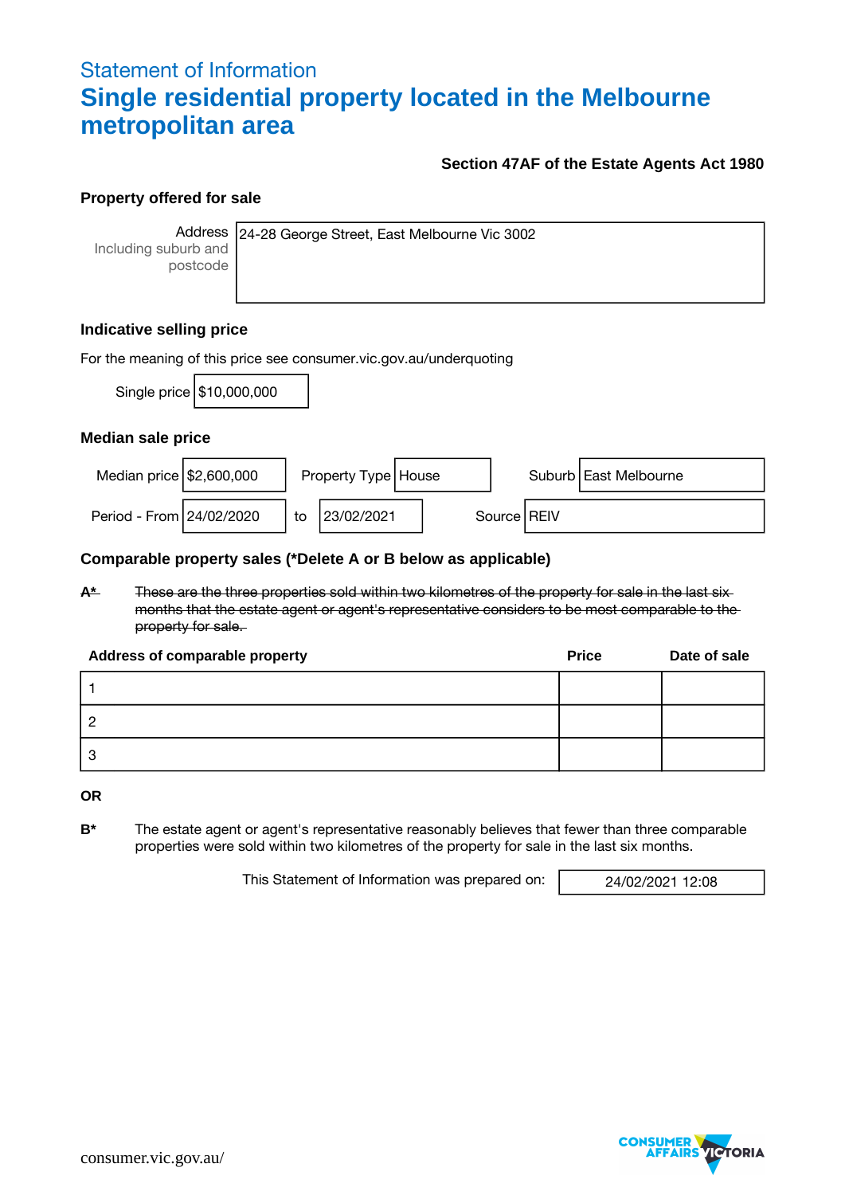Statement of Information

# Single residential property located in the Melbourne metropolitan area

**Section 47AF of the Estate Agents Act 1980**

## Property offered for sale

| | |
|---|---|
| Address<br>Including suburb and postcode | 24-28 George Street, East Melbourne Vic 3002 |

## Indicative selling price

For the meaning of this price see consumer.vic.gov.au/underquoting

| | |
|---|---|
| Single price | $10,000,000 |

## Median sale price

| | | | | | |
|---|---|---|---|---|---|
| Median price | $2,600,000 | Property Type | House | Suburb | East Melbourne |
| Period - From | 24/02/2020 | to | 23/02/2021 | Source | REIV |

## Comparable property sales (*Delete A or B below as applicable)

~~**A*** These are the three properties sold within two kilometres of the property for sale in the last six months that the estate agent or agent's representative considers to be most comparable to the property for sale.~~

| Address of comparable property | Price | Date of sale |
|---|---|---|
| 1 | | |
| 2 | | |
| 3 | | |

**OR**

**B*** The estate agent or agent's representative reasonably believes that fewer than three comparable properties were sold within two kilometres of the property for sale in the last six months.

This Statement of Information was prepared on: 24/02/2021 12:08

consumer.vic.gov.au/

CONSUMER AFFAIRS VICTORIA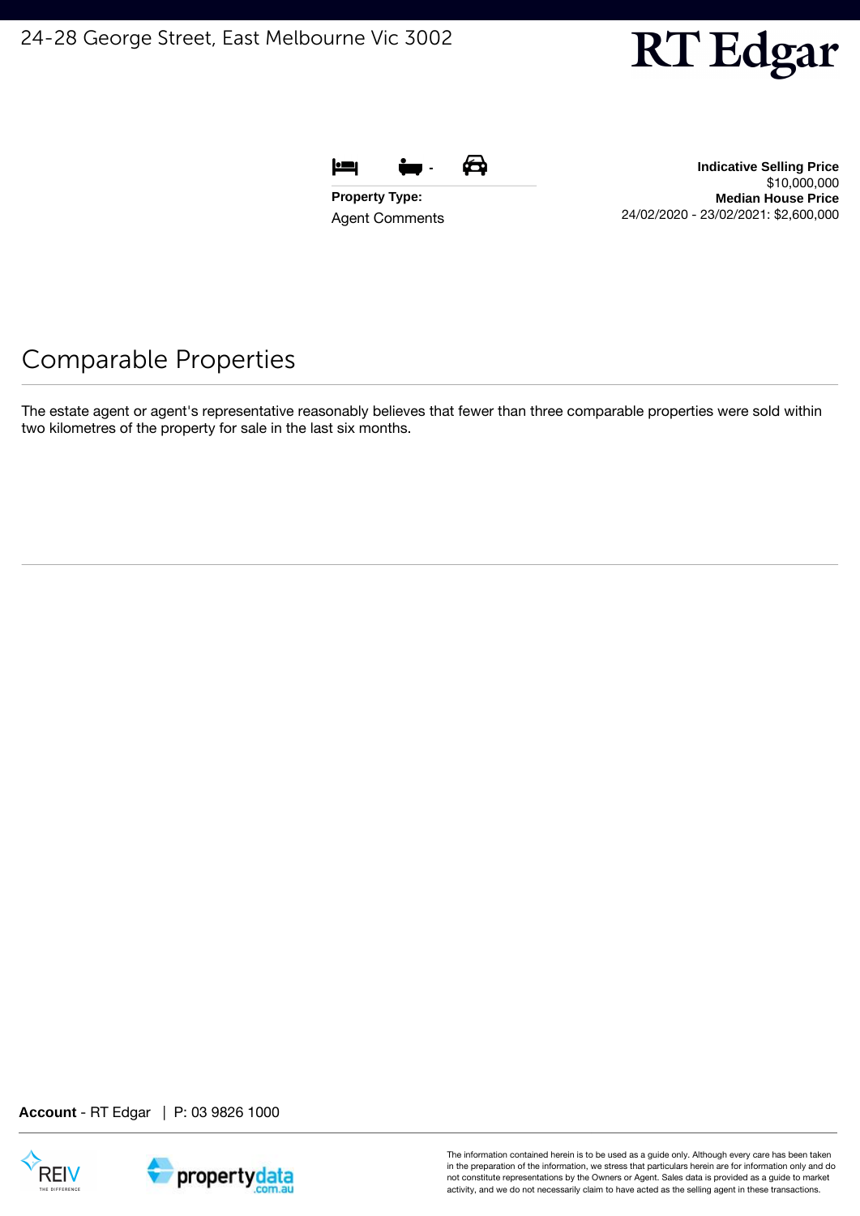24-28 George Street, East Melbourne Vic 3002

RT Edgar

\- 

**Property Type:**

Agent Comments

**Indicative Selling Price**
$10,000,000
**Median House Price**
24/02/2020 - 23/02/2021: $2,600,000

## Comparable Properties

The estate agent or agent's representative reasonably believes that fewer than three comparable properties were sold within two kilometres of the property for sale in the last six months.

**Account** - RT Edgar | P: 03 9826 1000

The information contained herein is to be used as a guide only. Although every care has been taken in the preparation of the information, we stress that particulars herein are for information only and do not constitute representations by the Owners or Agent. Sales data is provided as a guide to market activity, and we do not necessarily claim to have acted as the selling agent in these transactions.